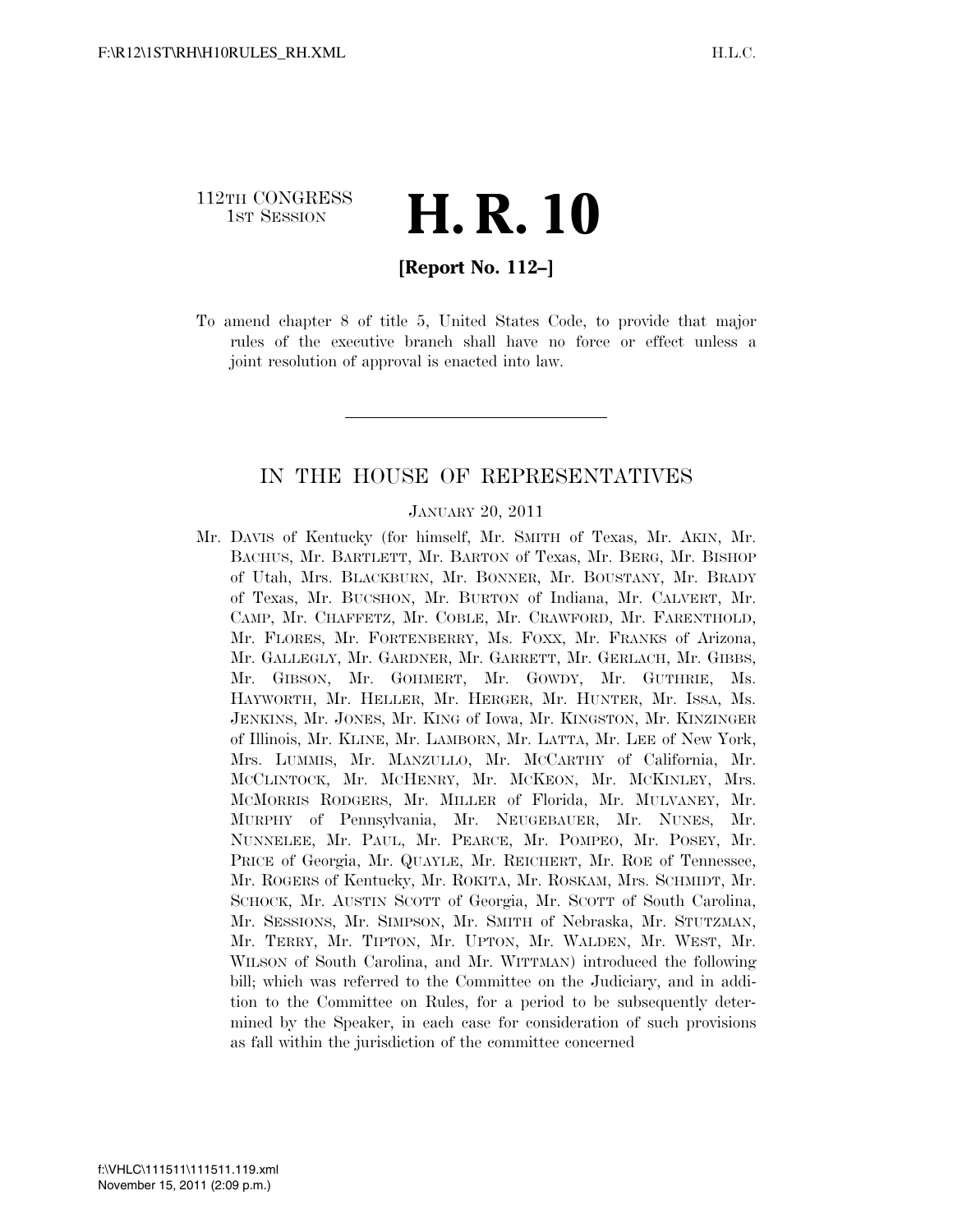112TH CONGRESS
1ST SESSION

# H. R. 10

**[Report No. 112–]**

To amend chapter 8 of title 5, United States Code, to provide that major rules of the executive branch shall have no force or effect unless a joint resolution of approval is enacted into law.

---

## IN THE HOUSE OF REPRESENTATIVES

JANUARY 20, 2011

Mr. DAVIS of Kentucky (for himself, Mr. SMITH of Texas, Mr. AKIN, Mr. BACHUS, Mr. BARTLETT, Mr. BARTON of Texas, Mr. BERG, Mr. BISHOP of Utah, Mrs. BLACKBURN, Mr. BONNER, Mr. BOUSTANY, Mr. BRADY of Texas, Mr. BUCSHON, Mr. BURTON of Indiana, Mr. CALVERT, Mr. CAMP, Mr. CHAFFETZ, Mr. COBLE, Mr. CRAWFORD, Mr. FARENTHOLD, Mr. FLORES, Mr. FORTENBERRY, Ms. FOXX, Mr. FRANKS of Arizona, Mr. GALLEGLY, Mr. GARDNER, Mr. GARRETT, Mr. GERLACH, Mr. GIBBS, Mr. GIBSON, Mr. GOHMERT, Mr. GOWDY, Mr. GUTHRIE, Ms. HAYWORTH, Mr. HELLER, Mr. HERGER, Mr. HUNTER, Mr. ISSA, Ms. JENKINS, Mr. JONES, Mr. KING of Iowa, Mr. KINGSTON, Mr. KINZINGER of Illinois, Mr. KLINE, Mr. LAMBORN, Mr. LATTA, Mr. LEE of New York, Mrs. LUMMIS, Mr. MANZULLO, Mr. MCCARTHY of California, Mr. MCCLINTOCK, Mr. MCHENRY, Mr. MCKEON, Mr. MCKINLEY, Mrs. MCMORRIS RODGERS, Mr. MILLER of Florida, Mr. MULVANEY, Mr. MURPHY of Pennsylvania, Mr. NEUGEBAUER, Mr. NUNES, Mr. NUNNELEE, Mr. PAUL, Mr. PEARCE, Mr. POMPEO, Mr. POSEY, Mr. PRICE of Georgia, Mr. QUAYLE, Mr. REICHERT, Mr. ROE of Tennessee, Mr. ROGERS of Kentucky, Mr. ROKITA, Mr. ROSKAM, Mrs. SCHMIDT, Mr. SCHOCK, Mr. AUSTIN SCOTT of Georgia, Mr. SCOTT of South Carolina, Mr. SESSIONS, Mr. SIMPSON, Mr. SMITH of Nebraska, Mr. STUTZMAN, Mr. TERRY, Mr. TIPTON, Mr. UPTON, Mr. WALDEN, Mr. WEST, Mr. WILSON of South Carolina, and Mr. WITTMAN) introduced the following bill; which was referred to the Committee on the Judiciary, and in addition to the Committee on Rules, for a period to be subsequently determined by the Speaker, in each case for consideration of such provisions as fall within the jurisdiction of the committee concerned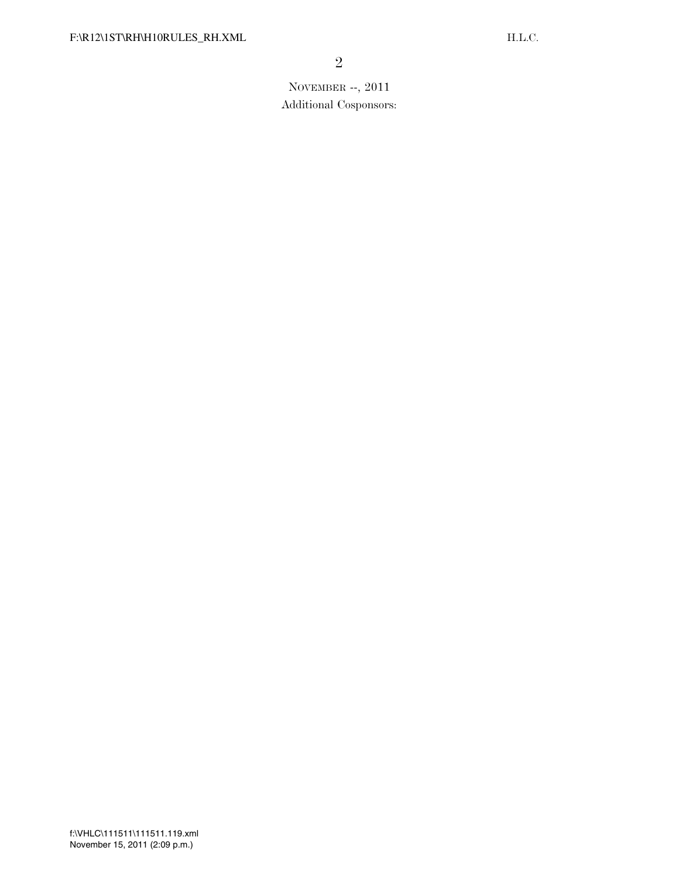NOVEMBER --, 2011

Additional Cosponsors: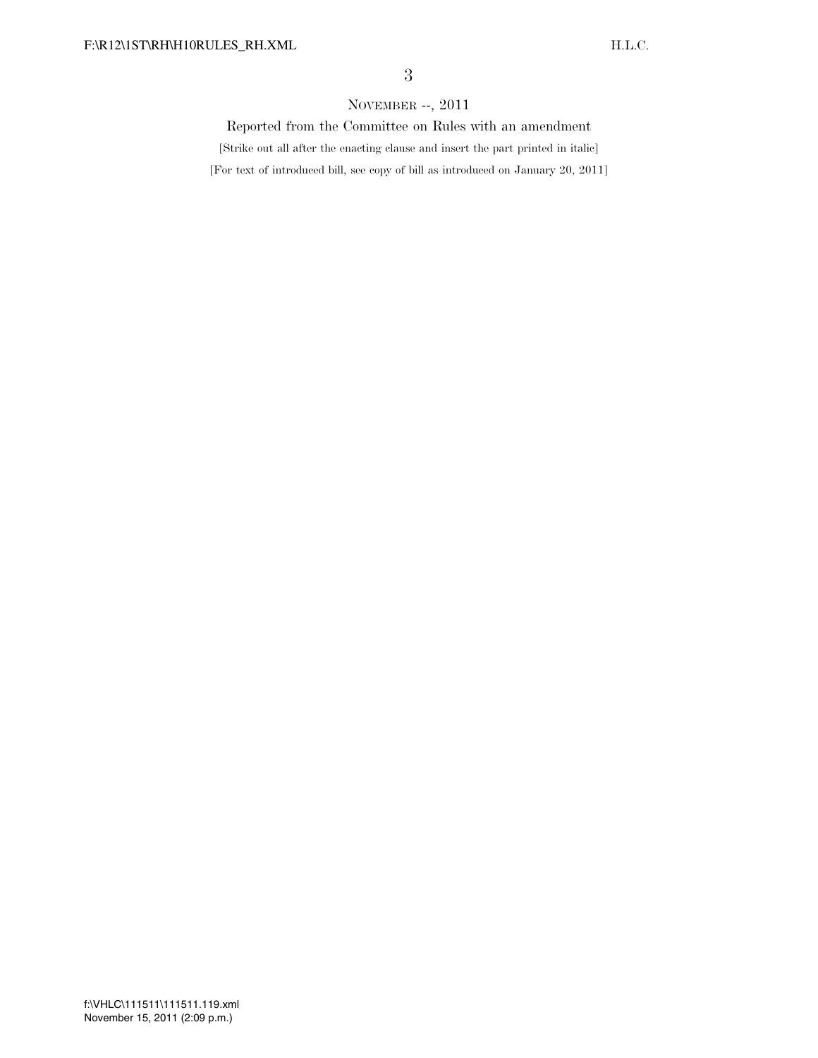NOVEMBER --, 2011

Reported from the Committee on Rules with an amendment

[Strike out all after the enacting clause and insert the part printed in italic]

[For text of introduced bill, see copy of bill as introduced on January 20, 2011]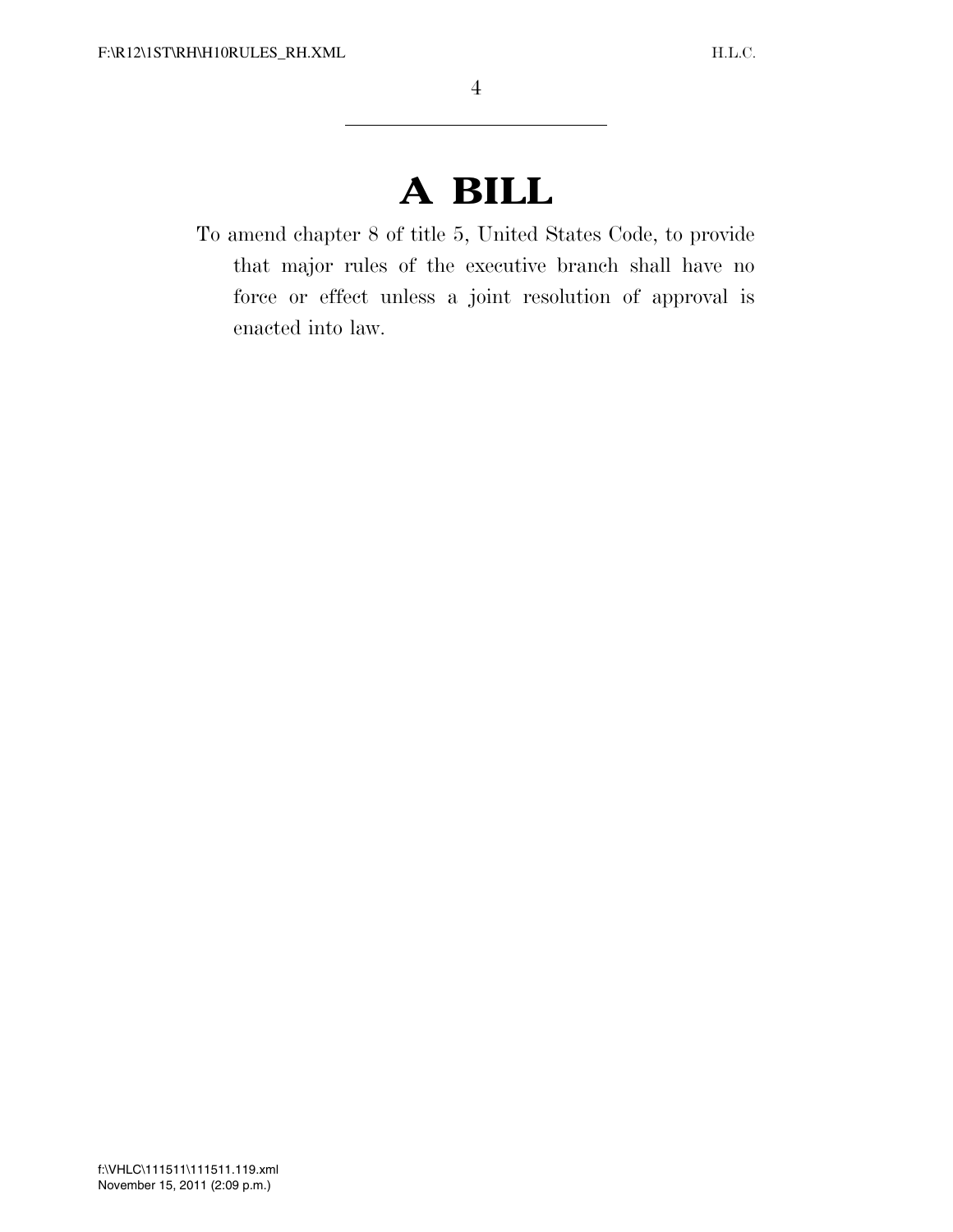# A BILL

To amend chapter 8 of title 5, United States Code, to provide that major rules of the executive branch shall have no force or effect unless a joint resolution of approval is enacted into law.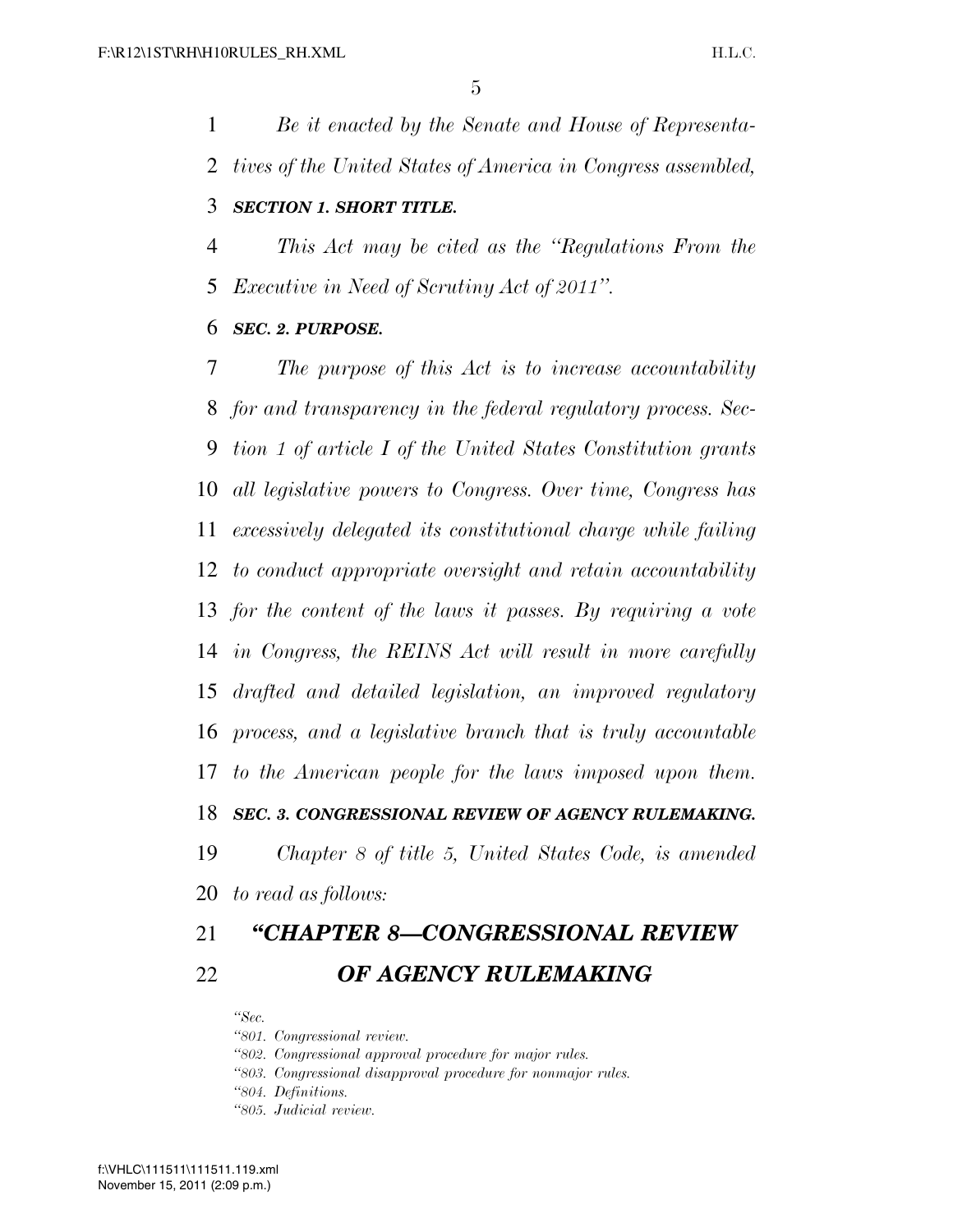*Be it enacted by the Senate and House of Representatives of the United States of America in Congress assembled,*

***SECTION 1. SHORT TITLE.***

*This Act may be cited as the "Regulations From the Executive in Need of Scrutiny Act of 2011".*

***SEC. 2. PURPOSE.***

*The purpose of this Act is to increase accountability for and transparency in the federal regulatory process. Section 1 of article I of the United States Constitution grants all legislative powers to Congress. Over time, Congress has excessively delegated its constitutional charge while failing to conduct appropriate oversight and retain accountability for the content of the laws it passes. By requiring a vote in Congress, the REINS Act will result in more carefully drafted and detailed legislation, an improved regulatory process, and a legislative branch that is truly accountable to the American people for the laws imposed upon them.*

***SEC. 3. CONGRESSIONAL REVIEW OF AGENCY RULEMAKING.***

*Chapter 8 of title 5, United States Code, is amended to read as follows:*

## *"CHAPTER 8—CONGRESSIONAL REVIEW OF AGENCY RULEMAKING*

*"Sec.*

*"801. Congressional review.*

*"802. Congressional approval procedure for major rules.*

*"803. Congressional disapproval procedure for nonmajor rules.*

*"804. Definitions.*

*"805. Judicial review.*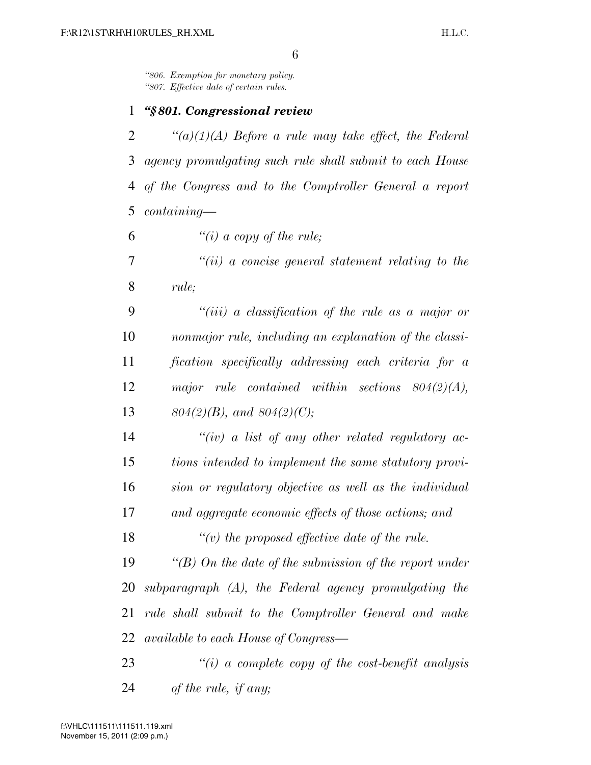*"806. Exemption for monetary policy.*
*"807. Effective date of certain rules.*

### *"§ 801. Congressional review*

*"(a)(1)(A) Before a rule may take effect, the Federal agency promulgating such rule shall submit to each House of the Congress and to the Comptroller General a report containing—*

*"(i) a copy of the rule;*

*"(ii) a concise general statement relating to the rule;*

*"(iii) a classification of the rule as a major or nonmajor rule, including an explanation of the classification specifically addressing each criteria for a major rule contained within sections 804(2)(A), 804(2)(B), and 804(2)(C);*

*"(iv) a list of any other related regulatory actions intended to implement the same statutory provision or regulatory objective as well as the individual and aggregate economic effects of those actions; and*

*"(v) the proposed effective date of the rule.*

*"(B) On the date of the submission of the report under subparagraph (A), the Federal agency promulgating the rule shall submit to the Comptroller General and make available to each House of Congress—*

*"(i) a complete copy of the cost-benefit analysis of the rule, if any;*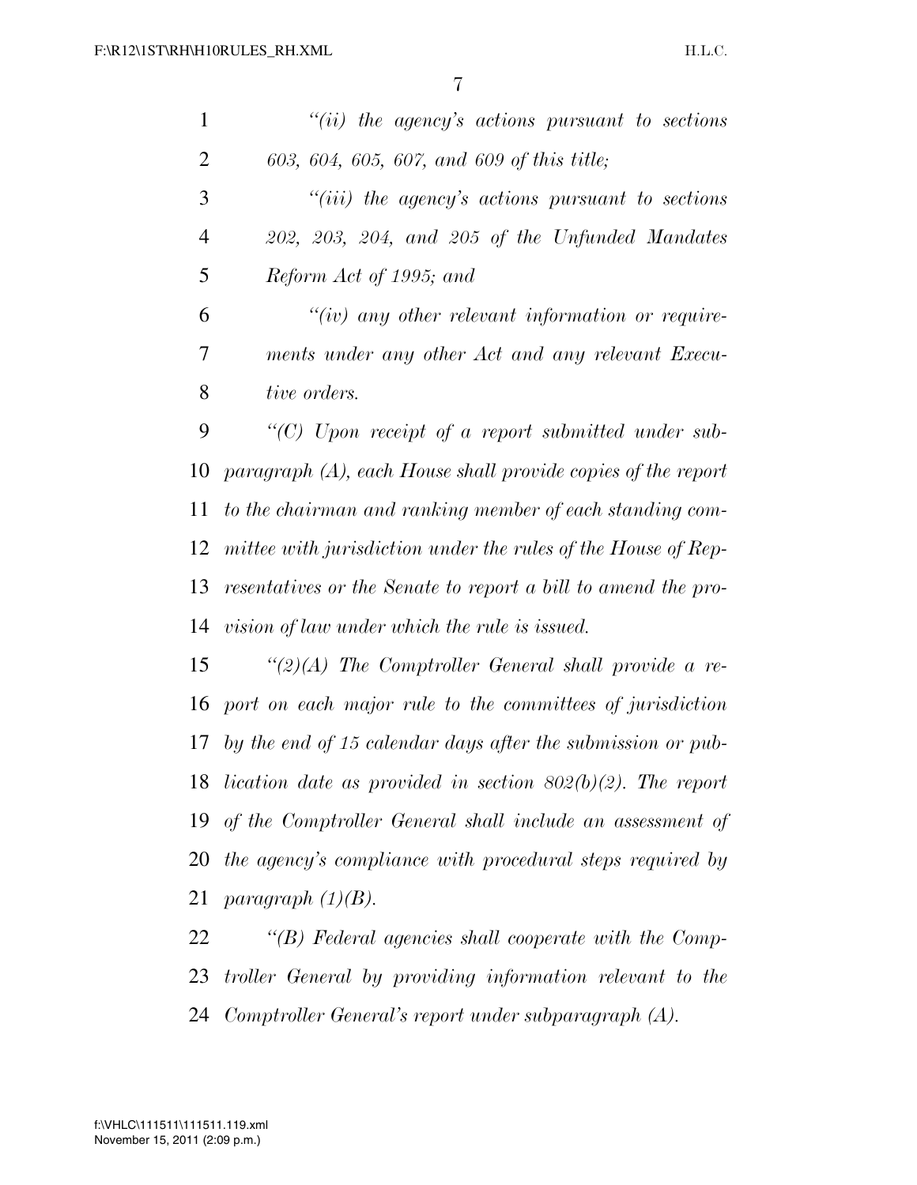*"(ii) the agency's actions pursuant to sections 603, 604, 605, 607, and 609 of this title;*

*"(iii) the agency's actions pursuant to sections 202, 203, 204, and 205 of the Unfunded Mandates Reform Act of 1995; and*

*"(iv) any other relevant information or requirements under any other Act and any relevant Executive orders.*

*"(C) Upon receipt of a report submitted under subparagraph (A), each House shall provide copies of the report to the chairman and ranking member of each standing committee with jurisdiction under the rules of the House of Representatives or the Senate to report a bill to amend the provision of law under which the rule is issued.*

*"(2)(A) The Comptroller General shall provide a report on each major rule to the committees of jurisdiction by the end of 15 calendar days after the submission or publication date as provided in section 802(b)(2). The report of the Comptroller General shall include an assessment of the agency's compliance with procedural steps required by paragraph (1)(B).*

*"(B) Federal agencies shall cooperate with the Comptroller General by providing information relevant to the Comptroller General's report under subparagraph (A).*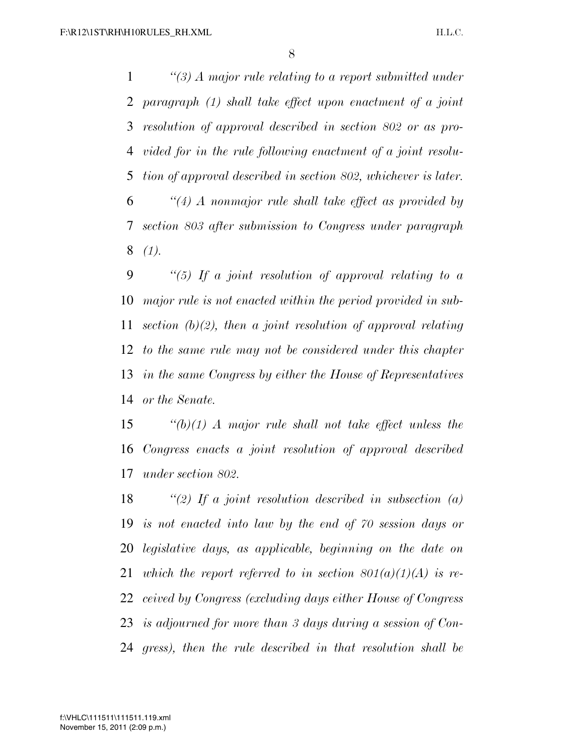*"(3) A major rule relating to a report submitted under paragraph (1) shall take effect upon enactment of a joint resolution of approval described in section 802 or as provided for in the rule following enactment of a joint resolution of approval described in section 802, whichever is later.*

*"(4) A nonmajor rule shall take effect as provided by section 803 after submission to Congress under paragraph (1).*

*"(5) If a joint resolution of approval relating to a major rule is not enacted within the period provided in subsection (b)(2), then a joint resolution of approval relating to the same rule may not be considered under this chapter in the same Congress by either the House of Representatives or the Senate.*

*"(b)(1) A major rule shall not take effect unless the Congress enacts a joint resolution of approval described under section 802.*

*"(2) If a joint resolution described in subsection (a) is not enacted into law by the end of 70 session days or legislative days, as applicable, beginning on the date on which the report referred to in section 801(a)(1)(A) is received by Congress (excluding days either House of Congress is adjourned for more than 3 days during a session of Congress), then the rule described in that resolution shall be*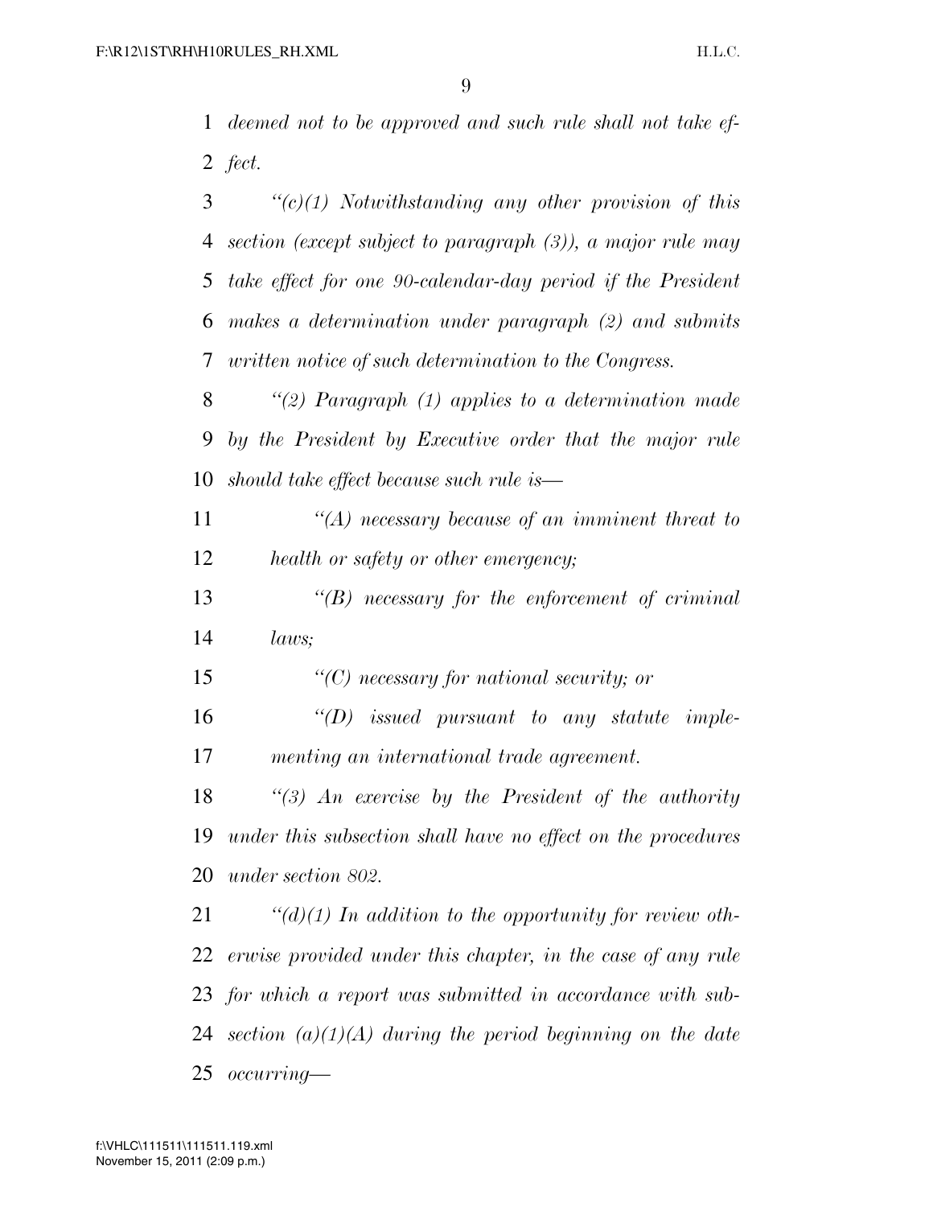*deemed not to be approved and such rule shall not take effect.*

*"(c)(1) Notwithstanding any other provision of this section (except subject to paragraph (3)), a major rule may take effect for one 90-calendar-day period if the President makes a determination under paragraph (2) and submits written notice of such determination to the Congress.*

*"(2) Paragraph (1) applies to a determination made by the President by Executive order that the major rule should take effect because such rule is—*

*"(A) necessary because of an imminent threat to health or safety or other emergency;*

*"(B) necessary for the enforcement of criminal laws;*

*"(C) necessary for national security; or*

*"(D) issued pursuant to any statute implementing an international trade agreement.*

*"(3) An exercise by the President of the authority under this subsection shall have no effect on the procedures under section 802.*

*"(d)(1) In addition to the opportunity for review otherwise provided under this chapter, in the case of any rule for which a report was submitted in accordance with subsection (a)(1)(A) during the period beginning on the date occurring—*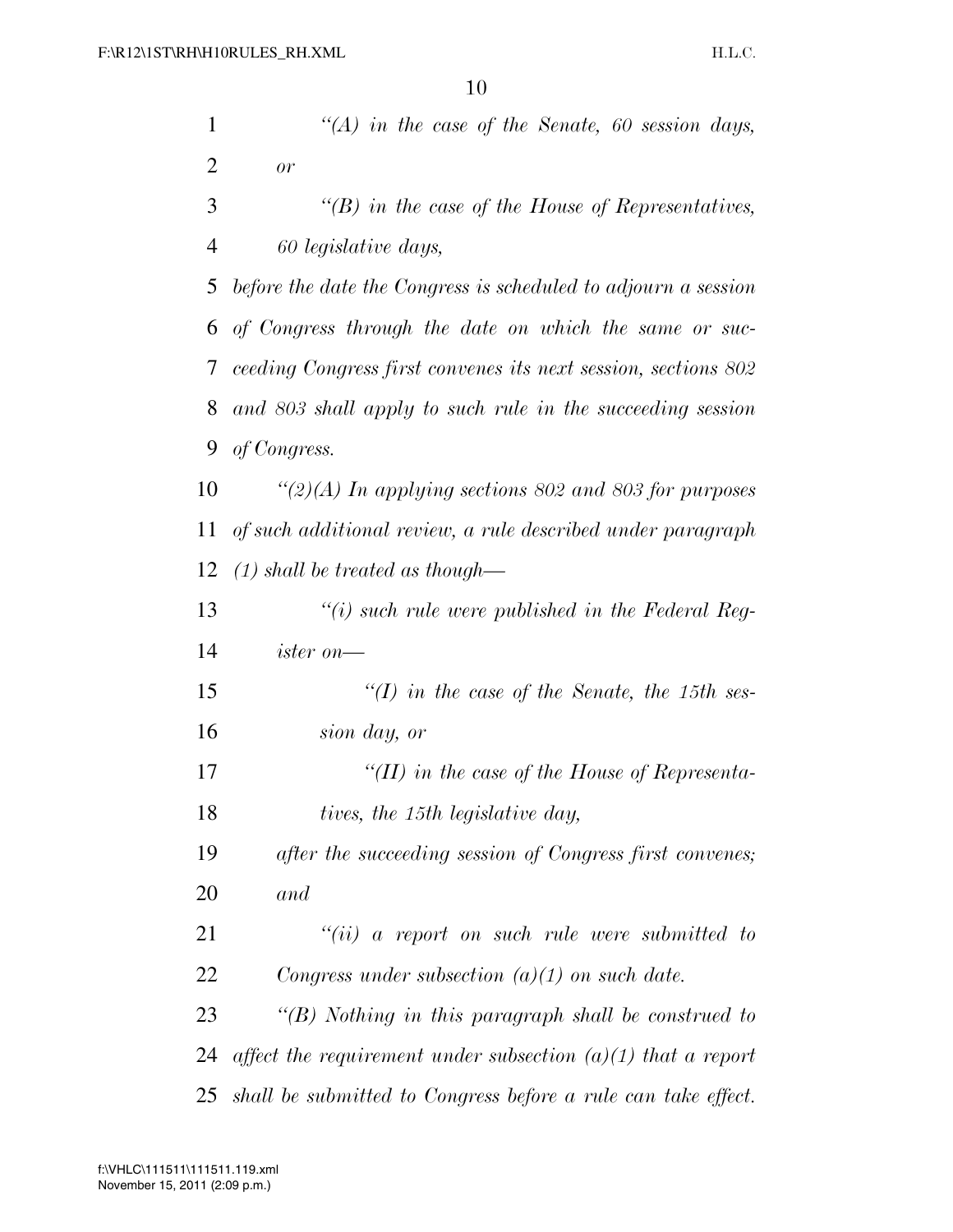*"(A) in the case of the Senate, 60 session days, or*

*"(B) in the case of the House of Representatives, 60 legislative days,*

*before the date the Congress is scheduled to adjourn a session of Congress through the date on which the same or succeeding Congress first convenes its next session, sections 802 and 803 shall apply to such rule in the succeeding session of Congress.*

*"(2)(A) In applying sections 802 and 803 for purposes of such additional review, a rule described under paragraph (1) shall be treated as though—*

*"(i) such rule were published in the Federal Register on—*

*"(I) in the case of the Senate, the 15th session day, or*

*"(II) in the case of the House of Representatives, the 15th legislative day,*

*after the succeeding session of Congress first convenes; and*

*"(ii) a report on such rule were submitted to Congress under subsection (a)(1) on such date.*

*"(B) Nothing in this paragraph shall be construed to affect the requirement under subsection (a)(1) that a report shall be submitted to Congress before a rule can take effect.*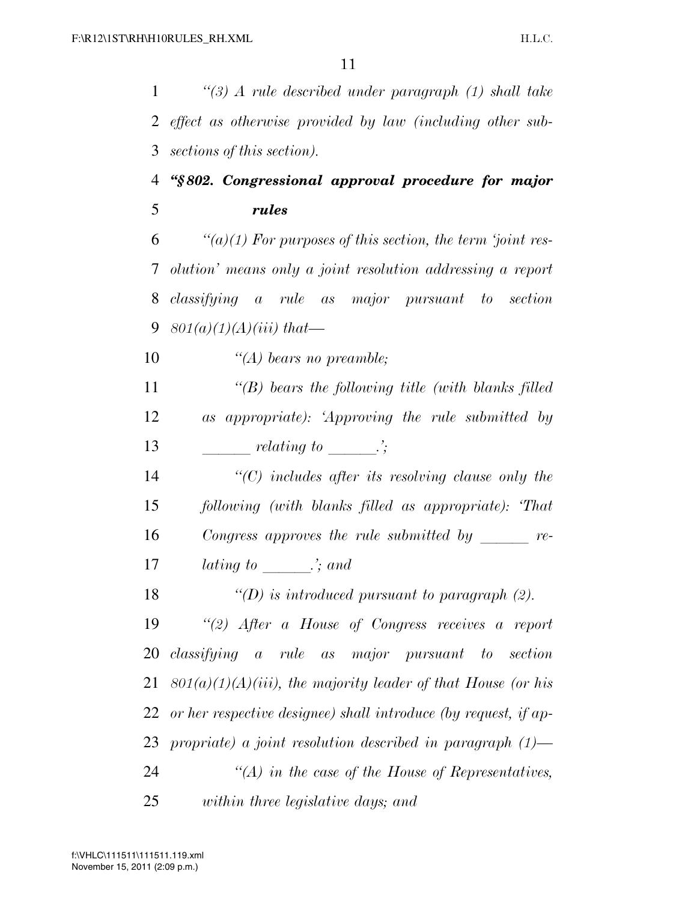*"(3) A rule described under paragraph (1) shall take effect as otherwise provided by law (including other subsections of this section).*

**"§ 802. Congressional approval procedure for major rules**

*"(a)(1) For purposes of this section, the term 'joint resolution' means only a joint resolution addressing a report classifying a rule as major pursuant to section 801(a)(1)(A)(iii) that—*

*"(A) bears no preamble;*

*"(B) bears the following title (with blanks filled as appropriate): 'Approving the rule submitted by ______ relating to ______.';*

*"(C) includes after its resolving clause only the following (with blanks filled as appropriate): 'That Congress approves the rule submitted by ______ relating to ______.'; and*

*"(D) is introduced pursuant to paragraph (2).*

*"(2) After a House of Congress receives a report classifying a rule as major pursuant to section 801(a)(1)(A)(iii), the majority leader of that House (or his or her respective designee) shall introduce (by request, if appropriate) a joint resolution described in paragraph (1)—*

*"(A) in the case of the House of Representatives, within three legislative days; and*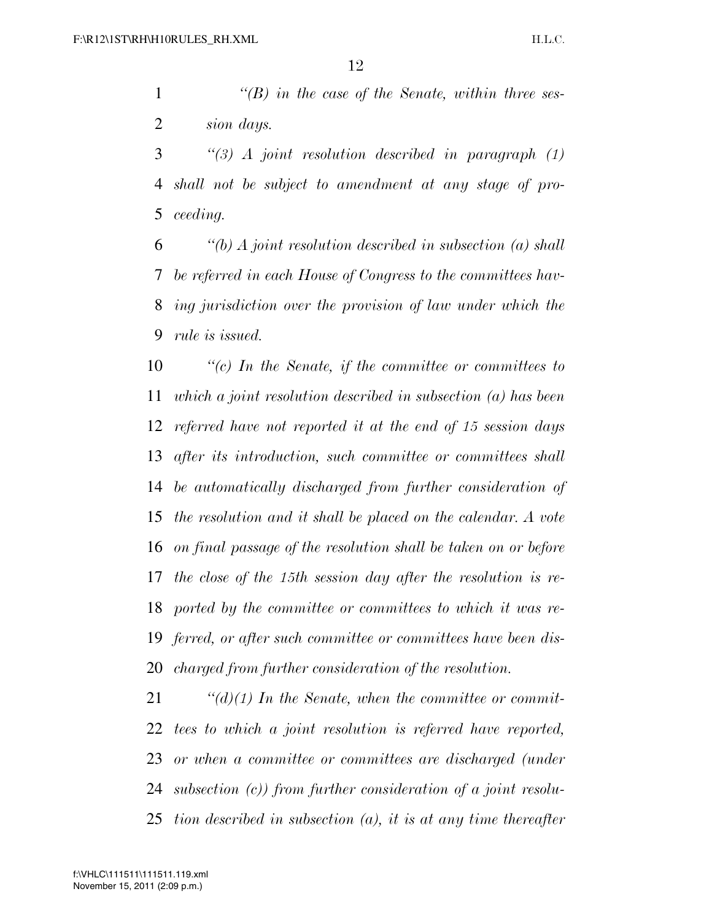*"(B) in the case of the Senate, within three session days.*

*"(3) A joint resolution described in paragraph (1) shall not be subject to amendment at any stage of proceeding.*

*"(b) A joint resolution described in subsection (a) shall be referred in each House of Congress to the committees having jurisdiction over the provision of law under which the rule is issued.*

*"(c) In the Senate, if the committee or committees to which a joint resolution described in subsection (a) has been referred have not reported it at the end of 15 session days after its introduction, such committee or committees shall be automatically discharged from further consideration of the resolution and it shall be placed on the calendar. A vote on final passage of the resolution shall be taken on or before the close of the 15th session day after the resolution is reported by the committee or committees to which it was referred, or after such committee or committees have been discharged from further consideration of the resolution.*

*"(d)(1) In the Senate, when the committee or committees to which a joint resolution is referred have reported, or when a committee or committees are discharged (under subsection (c)) from further consideration of a joint resolution described in subsection (a), it is at any time thereafter*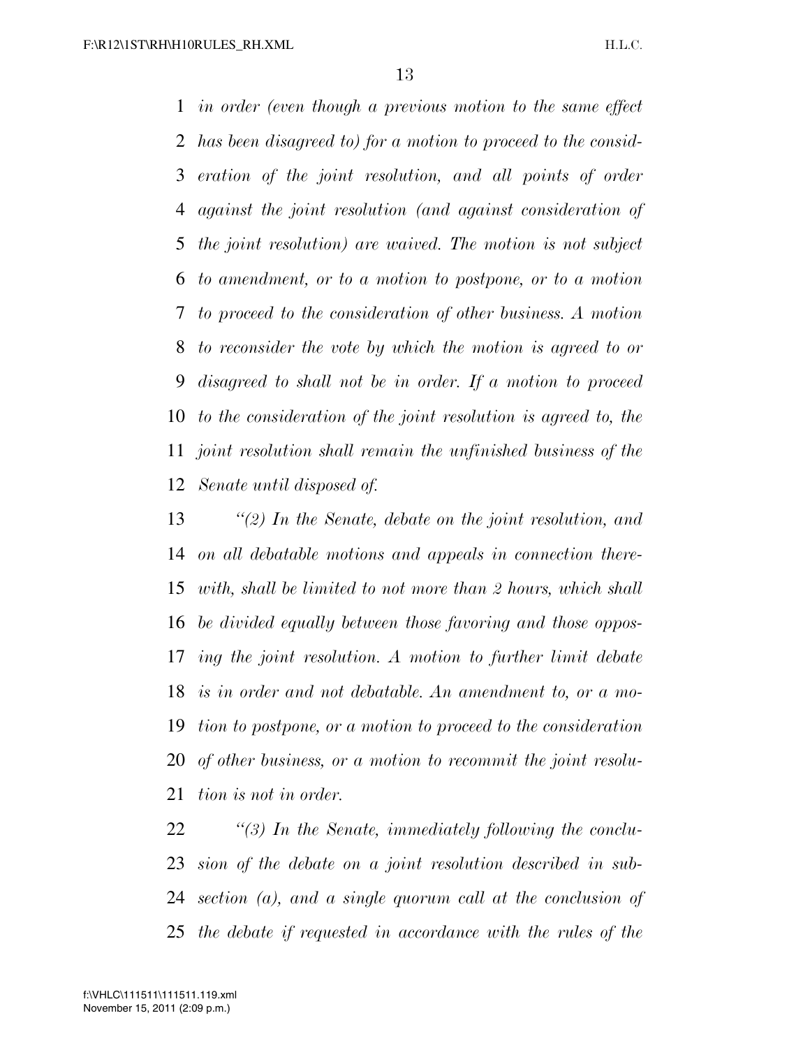*in order (even though a previous motion to the same effect has been disagreed to) for a motion to proceed to the consideration of the joint resolution, and all points of order against the joint resolution (and against consideration of the joint resolution) are waived. The motion is not subject to amendment, or to a motion to postpone, or to a motion to proceed to the consideration of other business. A motion to reconsider the vote by which the motion is agreed to or disagreed to shall not be in order. If a motion to proceed to the consideration of the joint resolution is agreed to, the joint resolution shall remain the unfinished business of the Senate until disposed of.*

*"(2) In the Senate, debate on the joint resolution, and on all debatable motions and appeals in connection therewith, shall be limited to not more than 2 hours, which shall be divided equally between those favoring and those opposing the joint resolution. A motion to further limit debate is in order and not debatable. An amendment to, or a motion to postpone, or a motion to proceed to the consideration of other business, or a motion to recommit the joint resolution is not in order.*

*"(3) In the Senate, immediately following the conclusion of the debate on a joint resolution described in subsection (a), and a single quorum call at the conclusion of the debate if requested in accordance with the rules of the*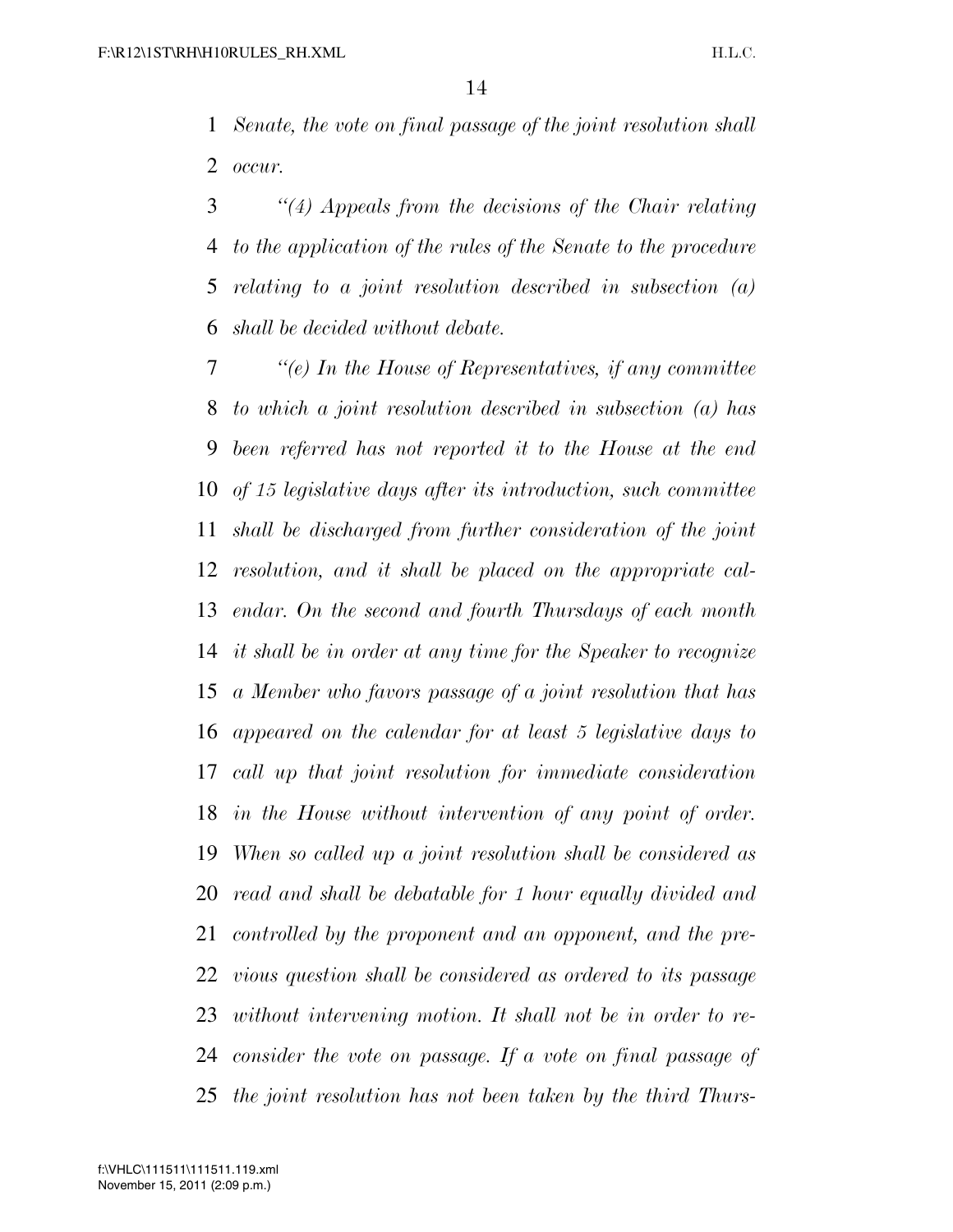*Senate, the vote on final passage of the joint resolution shall occur.*

*"(4) Appeals from the decisions of the Chair relating to the application of the rules of the Senate to the procedure relating to a joint resolution described in subsection (a) shall be decided without debate.*

*"(e) In the House of Representatives, if any committee to which a joint resolution described in subsection (a) has been referred has not reported it to the House at the end of 15 legislative days after its introduction, such committee shall be discharged from further consideration of the joint resolution, and it shall be placed on the appropriate calendar. On the second and fourth Thursdays of each month it shall be in order at any time for the Speaker to recognize a Member who favors passage of a joint resolution that has appeared on the calendar for at least 5 legislative days to call up that joint resolution for immediate consideration in the House without intervention of any point of order. When so called up a joint resolution shall be considered as read and shall be debatable for 1 hour equally divided and controlled by the proponent and an opponent, and the previous question shall be considered as ordered to its passage without intervening motion. It shall not be in order to reconsider the vote on passage. If a vote on final passage of the joint resolution has not been taken by the third Thurs-*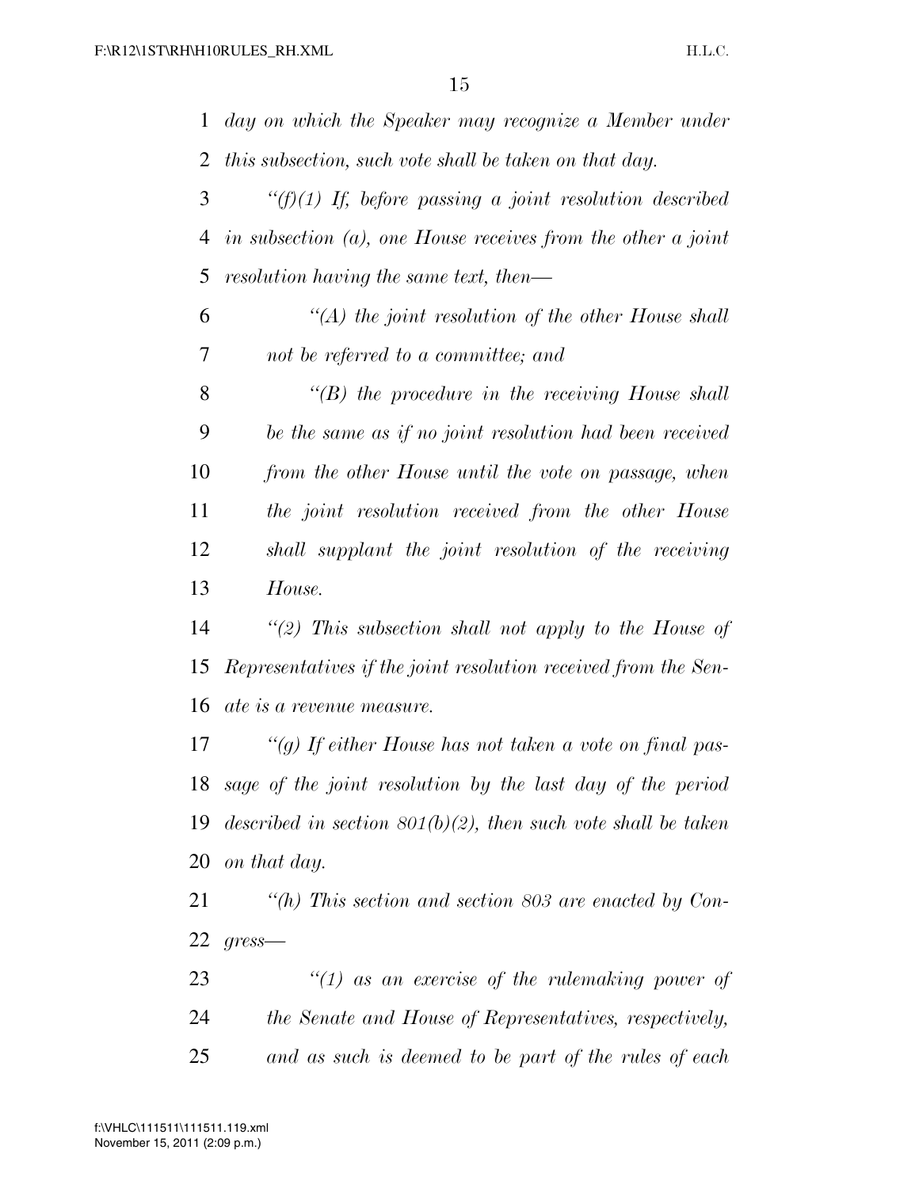*day on which the Speaker may recognize a Member under this subsection, such vote shall be taken on that day.*

*"(f)(1) If, before passing a joint resolution described in subsection (a), one House receives from the other a joint resolution having the same text, then—*

*"(A) the joint resolution of the other House shall not be referred to a committee; and*

*"(B) the procedure in the receiving House shall be the same as if no joint resolution had been received from the other House until the vote on passage, when the joint resolution received from the other House shall supplant the joint resolution of the receiving House.*

*"(2) This subsection shall not apply to the House of Representatives if the joint resolution received from the Senate is a revenue measure.*

*"(g) If either House has not taken a vote on final passage of the joint resolution by the last day of the period described in section 801(b)(2), then such vote shall be taken on that day.*

*"(h) This section and section 803 are enacted by Congress—*

*"(1) as an exercise of the rulemaking power of the Senate and House of Representatives, respectively, and as such is deemed to be part of the rules of each*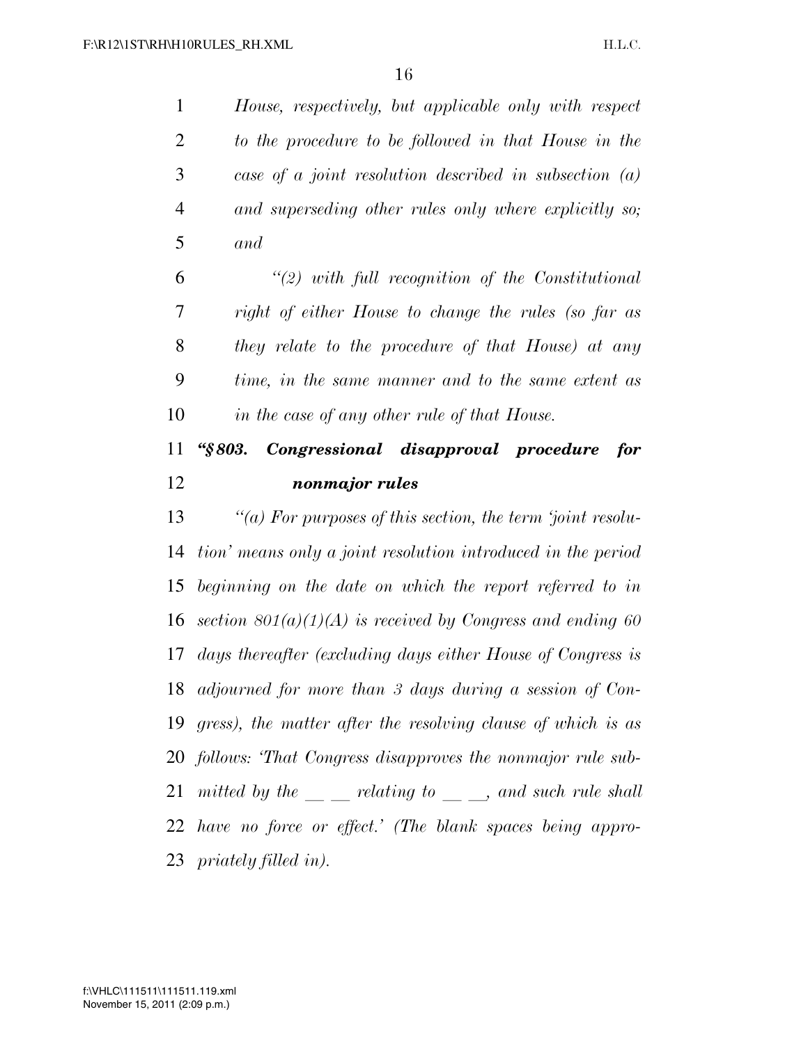*House, respectively, but applicable only with respect to the procedure to be followed in that House in the case of a joint resolution described in subsection (a) and superseding other rules only where explicitly so; and*

*"(2) with full recognition of the Constitutional right of either House to change the rules (so far as they relate to the procedure of that House) at any time, in the same manner and to the same extent as in the case of any other rule of that House.*

### *"§ 803. Congressional disapproval procedure for nonmajor rules*

*"(a) For purposes of this section, the term 'joint resolution' means only a joint resolution introduced in the period beginning on the date on which the report referred to in section 801(a)(1)(A) is received by Congress and ending 60 days thereafter (excluding days either House of Congress is adjourned for more than 3 days during a session of Congress), the matter after the resolving clause of which is as follows: 'That Congress disapproves the nonmajor rule submitted by the \_\_ \_\_ relating to \_\_ \_\_, and such rule shall have no force or effect.' (The blank spaces being appropriately filled in).*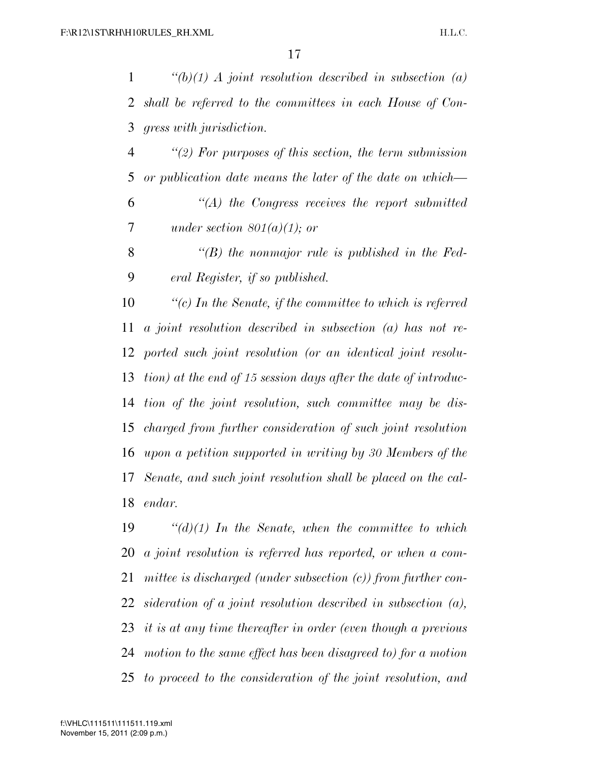*"(b)(1) A joint resolution described in subsection (a) shall be referred to the committees in each House of Congress with jurisdiction.*

*"(2) For purposes of this section, the term submission or publication date means the later of the date on which—*

*"(A) the Congress receives the report submitted under section 801(a)(1); or*

*"(B) the nonmajor rule is published in the Federal Register, if so published.*

*"(c) In the Senate, if the committee to which is referred a joint resolution described in subsection (a) has not reported such joint resolution (or an identical joint resolution) at the end of 15 session days after the date of introduction of the joint resolution, such committee may be discharged from further consideration of such joint resolution upon a petition supported in writing by 30 Members of the Senate, and such joint resolution shall be placed on the calendar.*

*"(d)(1) In the Senate, when the committee to which a joint resolution is referred has reported, or when a committee is discharged (under subsection (c)) from further consideration of a joint resolution described in subsection (a), it is at any time thereafter in order (even though a previous motion to the same effect has been disagreed to) for a motion to proceed to the consideration of the joint resolution, and*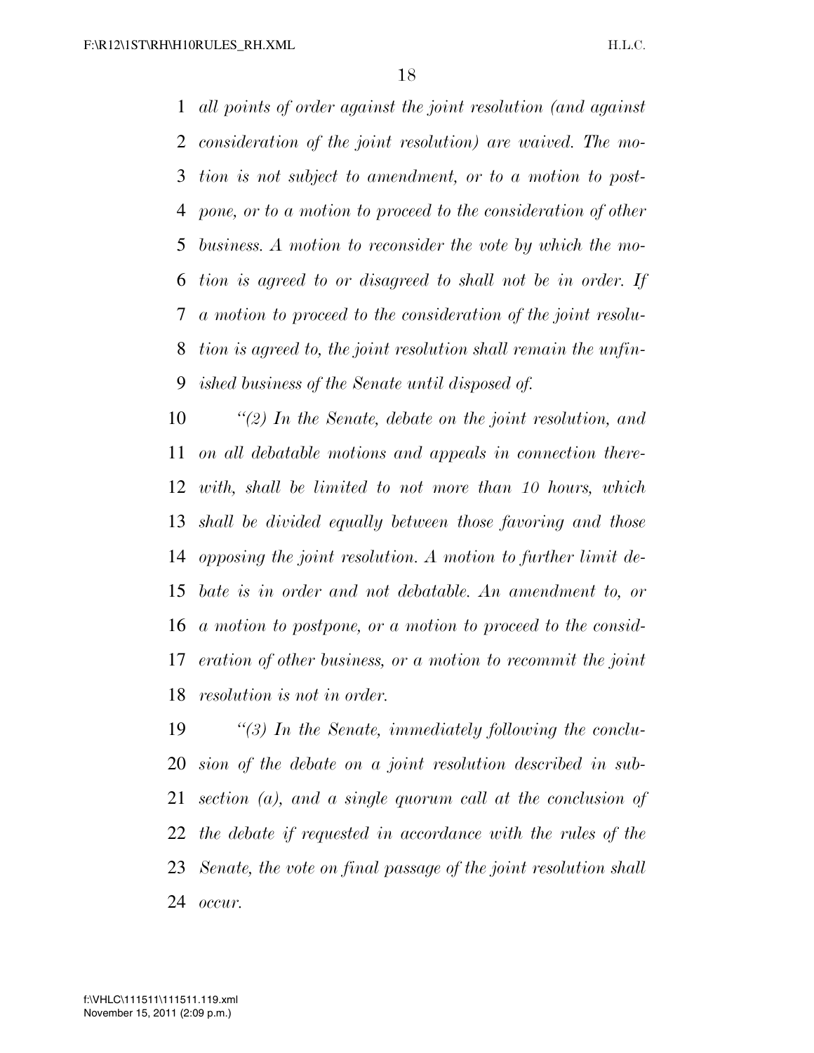*all points of order against the joint resolution (and against consideration of the joint resolution) are waived. The motion is not subject to amendment, or to a motion to postpone, or to a motion to proceed to the consideration of other business. A motion to reconsider the vote by which the motion is agreed to or disagreed to shall not be in order. If a motion to proceed to the consideration of the joint resolution is agreed to, the joint resolution shall remain the unfinished business of the Senate until disposed of.*

*"(2) In the Senate, debate on the joint resolution, and on all debatable motions and appeals in connection therewith, shall be limited to not more than 10 hours, which shall be divided equally between those favoring and those opposing the joint resolution. A motion to further limit debate is in order and not debatable. An amendment to, or a motion to postpone, or a motion to proceed to the consideration of other business, or a motion to recommit the joint resolution is not in order.*

*"(3) In the Senate, immediately following the conclusion of the debate on a joint resolution described in subsection (a), and a single quorum call at the conclusion of the debate if requested in accordance with the rules of the Senate, the vote on final passage of the joint resolution shall occur.*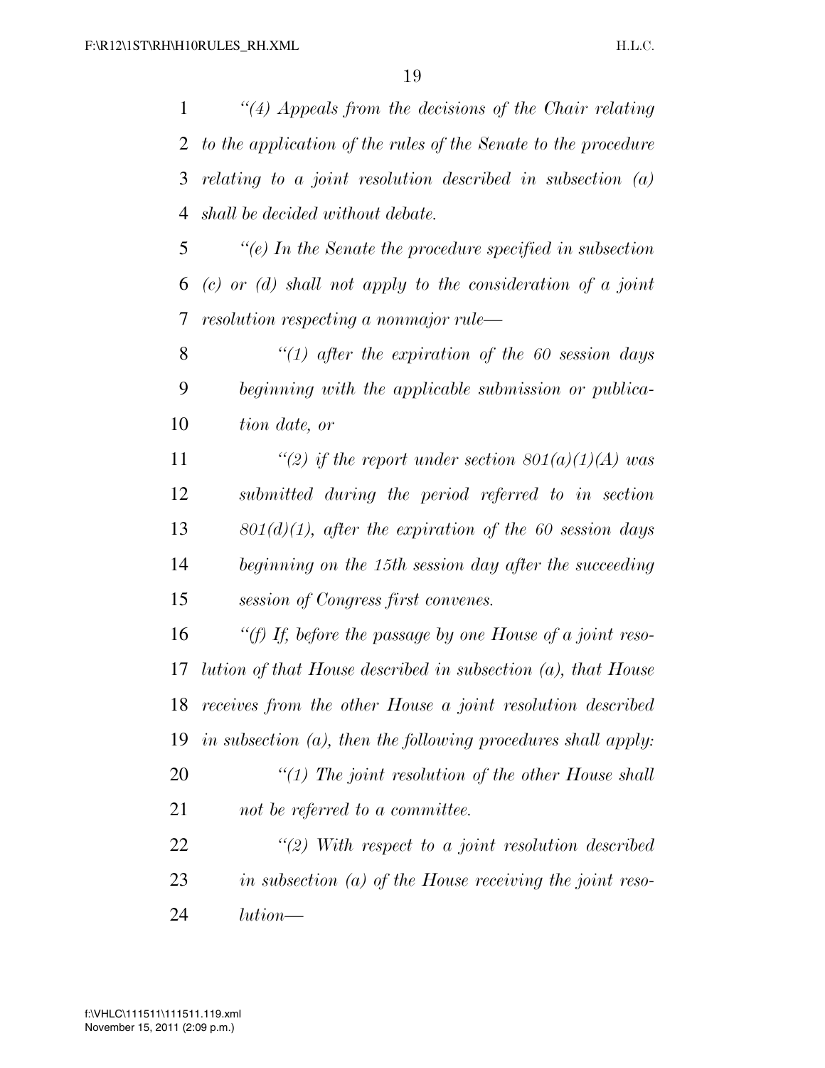*"(4) Appeals from the decisions of the Chair relating to the application of the rules of the Senate to the procedure relating to a joint resolution described in subsection (a) shall be decided without debate.*

*"(e) In the Senate the procedure specified in subsection (c) or (d) shall not apply to the consideration of a joint resolution respecting a nonmajor rule—*

*"(1) after the expiration of the 60 session days beginning with the applicable submission or publication date, or*

*"(2) if the report under section 801(a)(1)(A) was submitted during the period referred to in section 801(d)(1), after the expiration of the 60 session days beginning on the 15th session day after the succeeding session of Congress first convenes.*

*"(f) If, before the passage by one House of a joint resolution of that House described in subsection (a), that House receives from the other House a joint resolution described in subsection (a), then the following procedures shall apply:*

*"(1) The joint resolution of the other House shall not be referred to a committee.*

*"(2) With respect to a joint resolution described in subsection (a) of the House receiving the joint resolution—*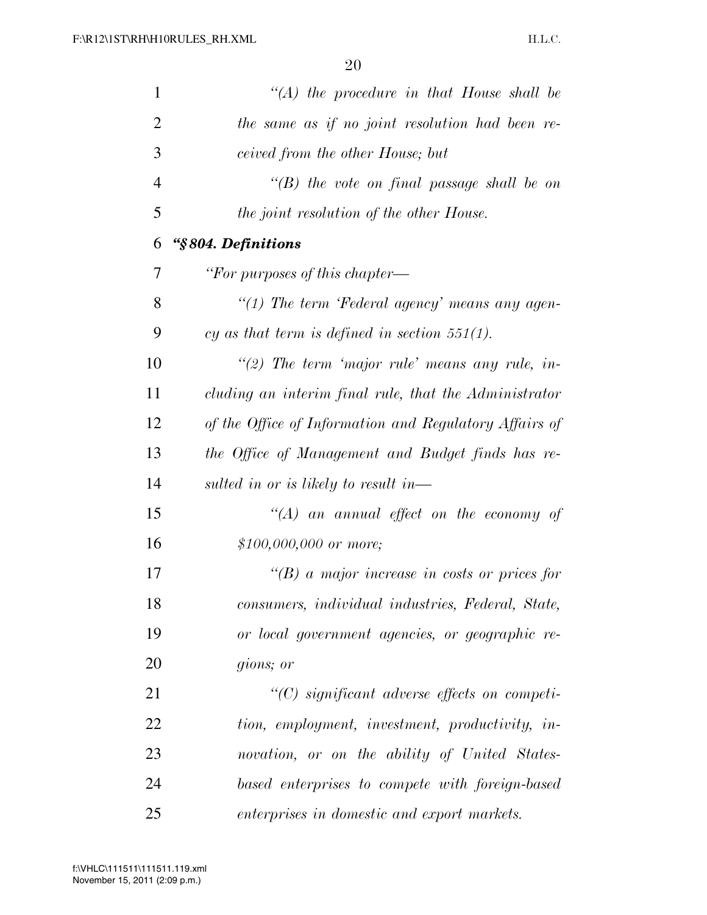*"(A) the procedure in that House shall be the same as if no joint resolution had been received from the other House; but*

*"(B) the vote on final passage shall be on the joint resolution of the other House.*

***"§ 804. Definitions***

*"For purposes of this chapter—*

*"(1) The term 'Federal agency' means any agency as that term is defined in section 551(1).*

*"(2) The term 'major rule' means any rule, including an interim final rule, that the Administrator of the Office of Information and Regulatory Affairs of the Office of Management and Budget finds has resulted in or is likely to result in—*

*"(A) an annual effect on the economy of $100,000,000 or more;*

*"(B) a major increase in costs or prices for consumers, individual industries, Federal, State, or local government agencies, or geographic regions; or*

*"(C) significant adverse effects on competition, employment, investment, productivity, innovation, or on the ability of United States-based enterprises to compete with foreign-based enterprises in domestic and export markets.*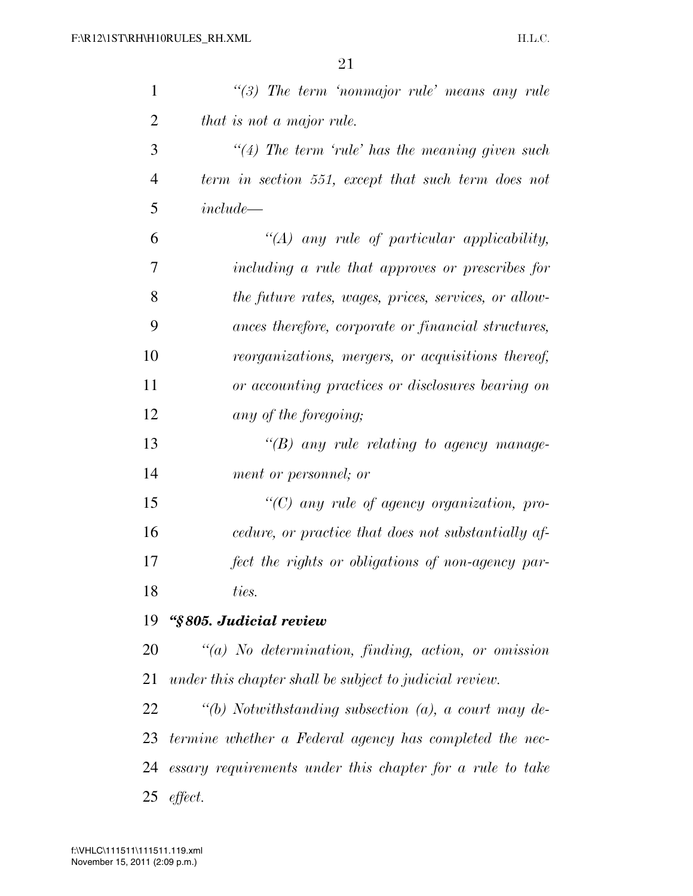*"(3) The term 'nonmajor rule' means any rule that is not a major rule.*

*"(4) The term 'rule' has the meaning given such term in section 551, except that such term does not include—*

*"(A) any rule of particular applicability, including a rule that approves or prescribes for the future rates, wages, prices, services, or allowances therefore, corporate or financial structures, reorganizations, mergers, or acquisitions thereof, or accounting practices or disclosures bearing on any of the foregoing;*

*"(B) any rule relating to agency management or personnel; or*

*"(C) any rule of agency organization, procedure, or practice that does not substantially affect the rights or obligations of non-agency parties.*

***"§ 805. Judicial review***

*"(a) No determination, finding, action, or omission under this chapter shall be subject to judicial review.*

*"(b) Notwithstanding subsection (a), a court may determine whether a Federal agency has completed the necessary requirements under this chapter for a rule to take effect.*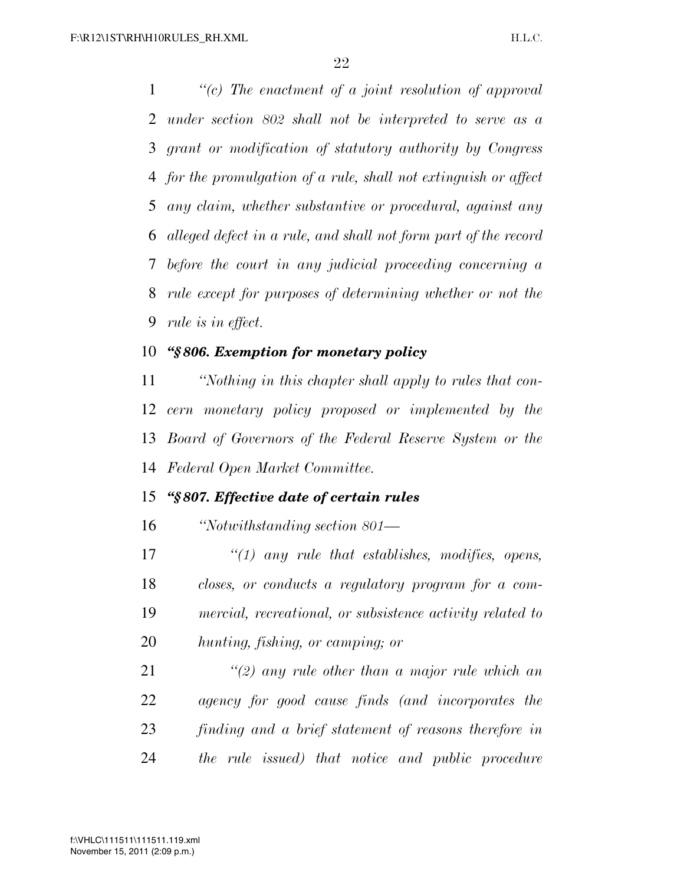*"(c) The enactment of a joint resolution of approval under section 802 shall not be interpreted to serve as a grant or modification of statutory authority by Congress for the promulgation of a rule, shall not extinguish or affect any claim, whether substantive or procedural, against any alleged defect in a rule, and shall not form part of the record before the court in any judicial proceeding concerning a rule except for purposes of determining whether or not the rule is in effect.*

***"§ 806. Exemption for monetary policy***

*"Nothing in this chapter shall apply to rules that concern monetary policy proposed or implemented by the Board of Governors of the Federal Reserve System or the Federal Open Market Committee.*

***"§ 807. Effective date of certain rules***

*"Notwithstanding section 801—*

*"(1) any rule that establishes, modifies, opens, closes, or conducts a regulatory program for a commercial, recreational, or subsistence activity related to hunting, fishing, or camping; or*

*"(2) any rule other than a major rule which an agency for good cause finds (and incorporates the finding and a brief statement of reasons therefore in the rule issued) that notice and public procedure*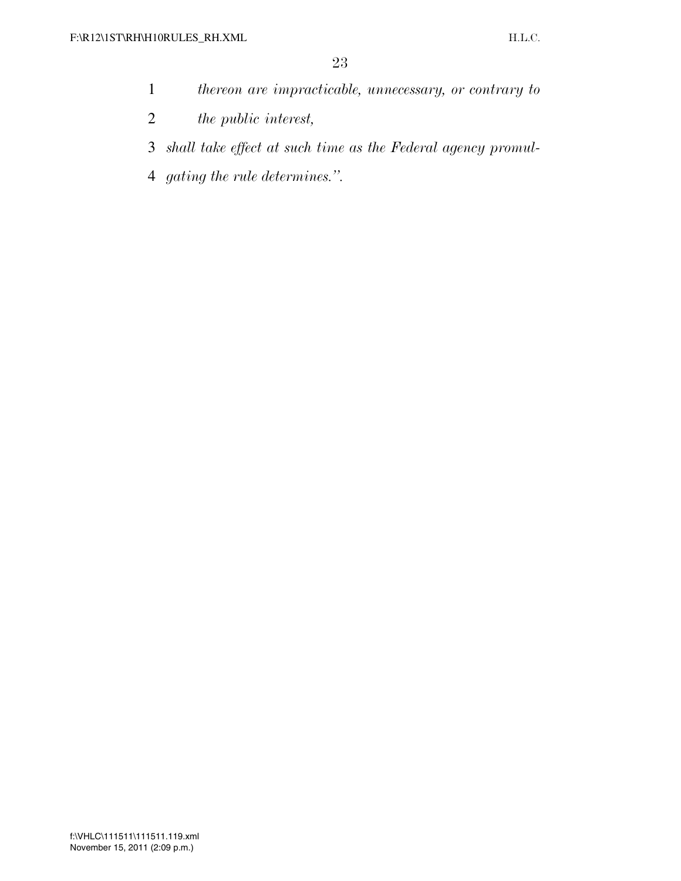*thereon are impracticable, unnecessary, or contrary to the public interest,*

*shall take effect at such time as the Federal agency promulgating the rule determines.''.*